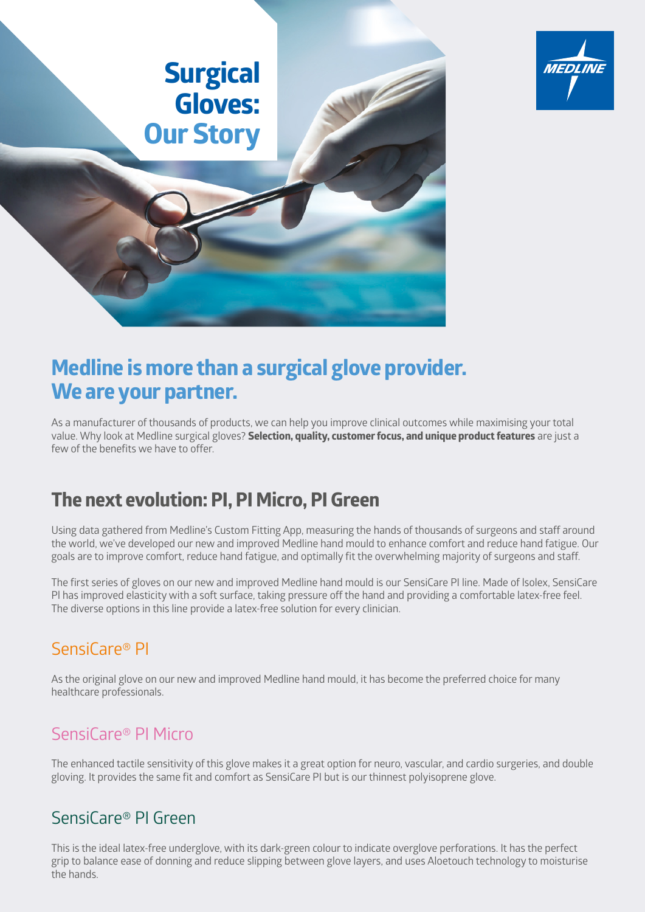# Surgical Gloves: Our Story

MEDLINE

## Medline is more than a surgical glove provider. We are your partner.

As a manufacturer of thousands of products, we can help you improve clinical outcomes while maximising your total value. Why look at Medline surgical gloves? **Selection, quality, customer focus, and unique product features** are just a few of the benefits we have to offer.

## The next evolution: PI, PI Micro, PI Green

Using data gathered from Medline's Custom Fitting App, measuring the hands of thousands of surgeons and staff around the world, we've developed our new and improved Medline hand mould to enhance comfort and reduce hand fatigue. Our goals are to improve comfort, reduce hand fatigue, and optimally fit the overwhelming majority of surgeons and staff.

The first series of gloves on our new and improved Medline hand mould is our SensiCare PI line. Made of Isolex, SensiCare PI has improved elasticity with a soft surface, taking pressure off the hand and providing a comfortable latex-free feel. The diverse options in this line provide a latex-free solution for every clinician.

### SensiCare® PI

As the original glove on our new and improved Medline hand mould, it has become the preferred choice for many healthcare professionals.

### SensiCare® PI Micro

The enhanced tactile sensitivity of this glove makes it a great option for neuro, vascular, and cardio surgeries, and double gloving. It provides the same fit and comfort as SensiCare PI but is our thinnest polyisoprene glove.

### SensiCare® PI Green

This is the ideal latex-free underglove, with its dark-green colour to indicate overglove perforations. It has the perfect grip to balance ease of donning and reduce slipping between glove layers, and uses Aloetouch technology to moisturise the hands.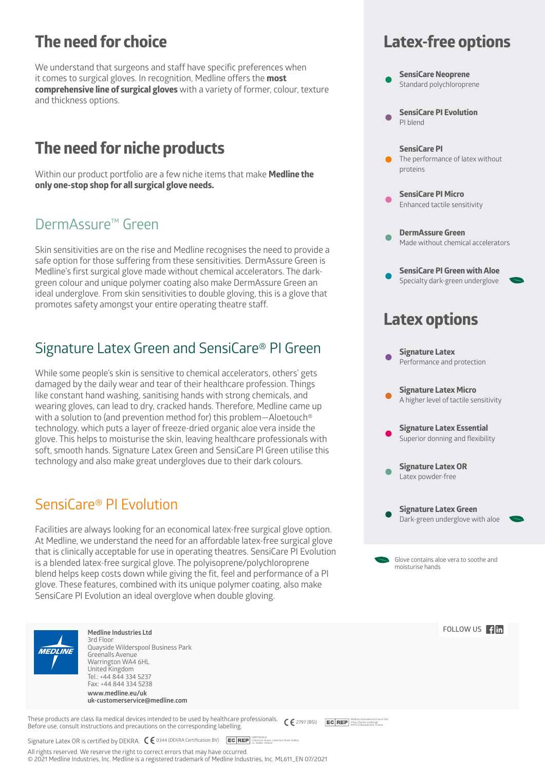## The need for choice

We understand that surgeons and staff have specific preferences when it comes to surgical gloves. In recognition, Medline offers the **most comprehensive line of surgical gloves** with a variety of former, colour, texture and thickness options.

## The need for niche products

Within our product portfolio are a few niche items that make **Medline the only one-stop shop for all surgical glove needs.**

### DermAssure™ Green

Skin sensitivities are on the rise and Medline recognises the need to provide a safe option for those suffering from these sensitivities. DermAssure Green is Medline's first surgical glove made without chemical accelerators. The dark-green colour and unique polymer coating also make DermAssure Green an ideal underglove. From skin sensitivities to double gloving, this is a glove that promotes safety amongst your entire operating theatre staff.

### Signature Latex Green and SensiCare® PI Green

While some people's skin is sensitive to chemical accelerators, others' gets damaged by the daily wear and tear of their healthcare profession. Things like constant hand washing, sanitising hands with strong chemicals, and wearing gloves, can lead to dry, cracked hands. Therefore, Medline came up with a solution to (and prevention method for) this problem—Aloetouch® technology, which puts a layer of freeze-dried organic aloe vera inside the glove. This helps to moisturise the skin, leaving healthcare professionals with soft, smooth hands. Signature Latex Green and SensiCare PI Green utilise this technology and also make great undergloves due to their dark colours.

### SensiCare® PI Evolution

Facilities are always looking for an economical latex-free surgical glove option. At Medline, we understand the need for an affordable latex-free surgical glove that is clinically acceptable for use in operating theatres. SensiCare PI Evolution is a blended latex-free surgical glove. The polyisoprene/polychloroprene blend helps keep costs down while giving the fit, feel and performance of a PI glove. These features, combined with its unique polymer coating, also make SensiCare PI Evolution an ideal overglove when double gloving.

## Latex-free options

- **SensiCare Neoprene**
  Standard polychloroprene
- **SensiCare PI Evolution**
  PI blend
- **SensiCare PI**
  The performance of latex without proteins
- **SensiCare PI Micro**
  Enhanced tactile sensitivity
- **DermAssure Green**
  Made without chemical accelerators
- **SensiCare PI Green with Aloe**
  Specialty dark-green underglove

## Latex options

- **Signature Latex**
  Performance and protection
- **Signature Latex Micro**
  A higher level of tactile sensitivity
- **Signature Latex Essential**
  Superior donning and flexibility
- **Signature Latex OR**
  Latex powder-free
- **Signature Latex Green**
  Dark-green underglove with aloe

Glove contains aloe vera to soothe and moisturise hands

**Medline Industries Ltd**
3rd Floor
Quayside Wilderspool Business Park
Greenalls Avenue
Warrington WA4 6HL
United Kingdom
Tel.: +44 844 334 5237
Fax: +44 844 334 5238
**www.medline.eu/uk**
**uk-customerservice@medline.com**

FOLLOW US

These products are class IIa medical devices intended to be used by healthcare professionals. Before use, consult instructions and precautions on the corresponding labelling. CE 2797 (BSI) EC REP

Signature Latex OR is certified by DEKRA. CE 0344 (DEKRA Certification BV) EC REP

All rights reserved. We reserve the right to correct errors that may have occurred.
© 2021 Medline Industries, Inc. Medline is a registered trademark of Medline Industries, Inc. ML611_EN 07/2021